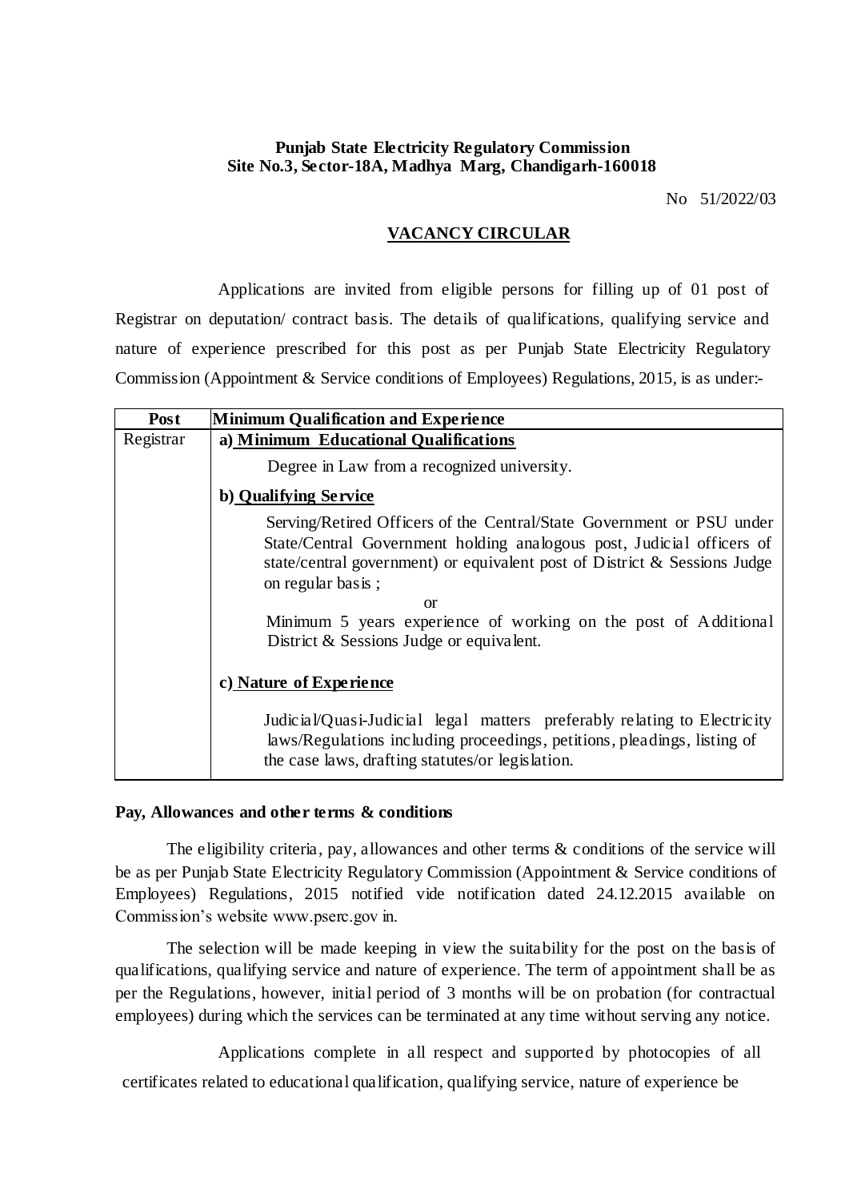**Punjab State Electricity Regulatory Commission**
**Site No.3, Sector-18A, Madhya Marg, Chandigarh-160018**

No 51/2022/03

## VACANCY CIRCULAR

Applications are invited from eligible persons for filling up of 01 post of Registrar on deputation/ contract basis. The details of qualifications, qualifying service and nature of experience prescribed for this post as per Punjab State Electricity Regulatory Commission (Appointment & Service conditions of Employees) Regulations, 2015, is as under:-

| Post | Minimum Qualification and Experience |
|---|---|
| Registrar | **a) Minimum Educational Qualifications**<br>Degree in Law from a recognized university.<br>**b) Qualifying Service**<br>Serving/Retired Officers of the Central/State Government or PSU under State/Central Government holding analogous post, Judicial officers of state/central government) or equivalent post of District & Sessions Judge on regular basis ;<br>or<br>Minimum 5 years experience of working on the post of Additional District & Sessions Judge or equivalent.<br>**c) Nature of Experience**<br>Judicial/Quasi-Judicial legal matters preferably relating to Electricity laws/Regulations including proceedings, petitions, pleadings, listing of the case laws, drafting statutes/or legislation. |

**Pay, Allowances and other terms & conditions**

The eligibility criteria, pay, allowances and other terms & conditions of the service will be as per Punjab State Electricity Regulatory Commission (Appointment & Service conditions of Employees) Regulations, 2015 notified vide notification dated 24.12.2015 available on Commission's website www.pserc.gov in.

The selection will be made keeping in view the suitability for the post on the basis of qualifications, qualifying service and nature of experience. The term of appointment shall be as per the Regulations, however, initial period of 3 months will be on probation (for contractual employees) during which the services can be terminated at any time without serving any notice.

Applications complete in all respect and supported by photocopies of all certificates related to educational qualification, qualifying service, nature of experience be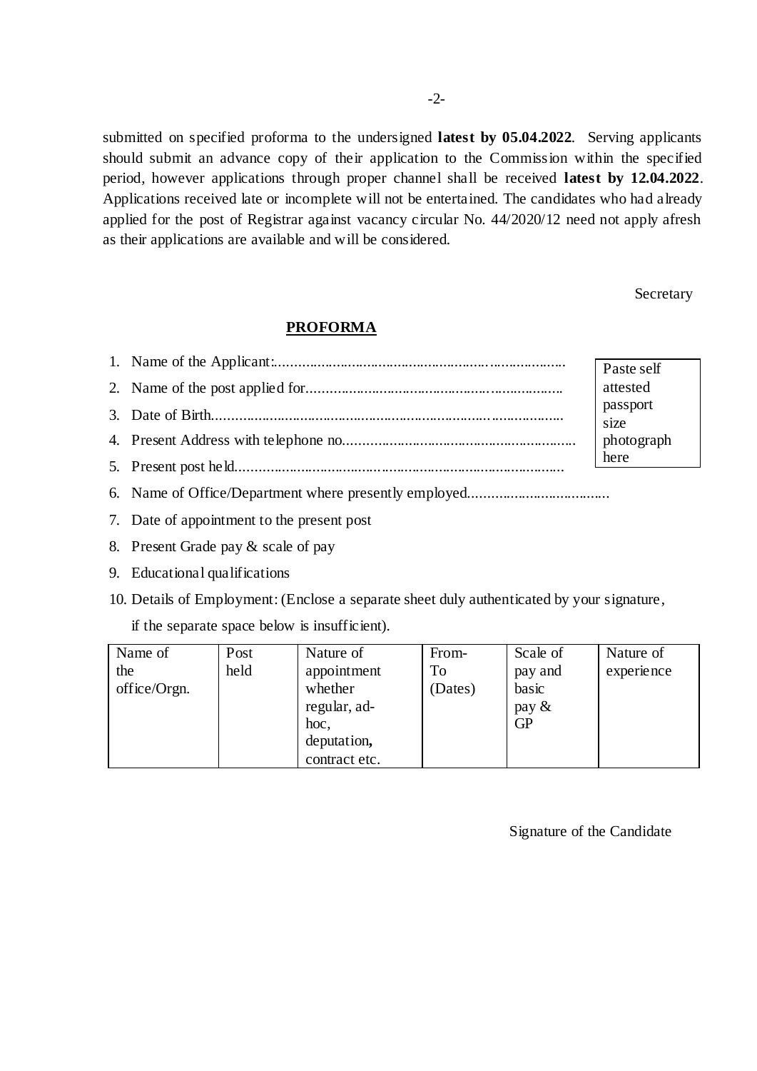submitted on specified proforma to the undersigned **latest by 05.04.2022**. Serving applicants should submit an advance copy of their application to the Commission within the specified period, however applications through proper channel shall be received **latest by 12.04.2022**. Applications received late or incomplete will not be entertained. The candidates who had already applied for the post of Registrar against vacancy circular No. 44/2020/12 need not apply afresh as their applications are available and will be considered.

Secretary

## PROFORMA

Paste self attested passport size photograph here

1. Name of the Applicant:..........................................................................
2. Name of the post applied for...................................................................
3. Date of Birth.........................................................................................
4. Present Address with telephone no............................................................
5. Present post held....................................................................................
6. Name of Office/Department where presently employed....................................
7. Date of appointment to the present post
8. Present Grade pay & scale of pay
9. Educational qualifications
10. Details of Employment: (Enclose a separate sheet duly authenticated by your signature, if the separate space below is insufficient).

| Name of the office/Orgn. | Post held | Nature of appointment whether regular, ad-hoc, deputation, contract etc. | From-To (Dates) | Scale of pay and basic pay & GP | Nature of experience |
|---|---|---|---|---|---|
| | | | | | |

Signature of the Candidate